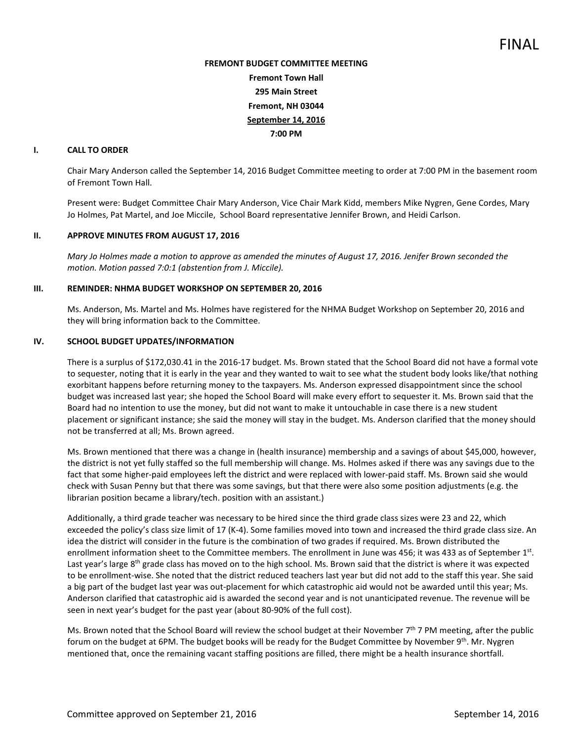FINAL

**FREMONT BUDGET COMMITTEE MEETING**

**Fremont Town Hall**

**295 Main Street**

**Fremont, NH 03044**

**September 14, 2016**

**7:00 PM**

## I. CALL TO ORDER

Chair Mary Anderson called the September 14, 2016 Budget Committee meeting to order at 7:00 PM in the basement room of Fremont Town Hall.

Present were: Budget Committee Chair Mary Anderson, Vice Chair Mark Kidd, members Mike Nygren, Gene Cordes, Mary Jo Holmes, Pat Martel, and Joe Miccile, School Board representative Jennifer Brown, and Heidi Carlson.

## II. APPROVE MINUTES FROM AUGUST 17, 2016

*Mary Jo Holmes made a motion to approve as amended the minutes of August 17, 2016. Jenifer Brown seconded the motion. Motion passed 7:0:1 (abstention from J. Miccile).*

## III. REMINDER: NHMA BUDGET WORKSHOP ON SEPTEMBER 20, 2016

Ms. Anderson, Ms. Martel and Ms. Holmes have registered for the NHMA Budget Workshop on September 20, 2016 and they will bring information back to the Committee.

## IV. SCHOOL BUDGET UPDATES/INFORMATION

There is a surplus of $172,030.41 in the 2016-17 budget. Ms. Brown stated that the School Board did not have a formal vote to sequester, noting that it is early in the year and they wanted to wait to see what the student body looks like/that nothing exorbitant happens before returning money to the taxpayers. Ms. Anderson expressed disappointment since the school budget was increased last year; she hoped the School Board will make every effort to sequester it. Ms. Brown said that the Board had no intention to use the money, but did not want to make it untouchable in case there is a new student placement or significant instance; she said the money will stay in the budget. Ms. Anderson clarified that the money should not be transferred at all; Ms. Brown agreed.

Ms. Brown mentioned that there was a change in (health insurance) membership and a savings of about $45,000, however, the district is not yet fully staffed so the full membership will change. Ms. Holmes asked if there was any savings due to the fact that some higher-paid employees left the district and were replaced with lower-paid staff. Ms. Brown said she would check with Susan Penny but that there was some savings, but that there were also some position adjustments (e.g. the librarian position became a library/tech. position with an assistant.)

Additionally, a third grade teacher was necessary to be hired since the third grade class sizes were 23 and 22, which exceeded the policy's class size limit of 17 (K-4). Some families moved into town and increased the third grade class size. An idea the district will consider in the future is the combination of two grades if required. Ms. Brown distributed the enrollment information sheet to the Committee members. The enrollment in June was 456; it was 433 as of September 1st. Last year's large 8th grade class has moved on to the high school. Ms. Brown said that the district is where it was expected to be enrollment-wise. She noted that the district reduced teachers last year but did not add to the staff this year. She said a big part of the budget last year was out-placement for which catastrophic aid would not be awarded until this year; Ms. Anderson clarified that catastrophic aid is awarded the second year and is not unanticipated revenue. The revenue will be seen in next year's budget for the past year (about 80-90% of the full cost).

Ms. Brown noted that the School Board will review the school budget at their November 7th 7 PM meeting, after the public forum on the budget at 6PM. The budget books will be ready for the Budget Committee by November 9th. Mr. Nygren mentioned that, once the remaining vacant staffing positions are filled, there might be a health insurance shortfall.

Committee approved on September 21, 2016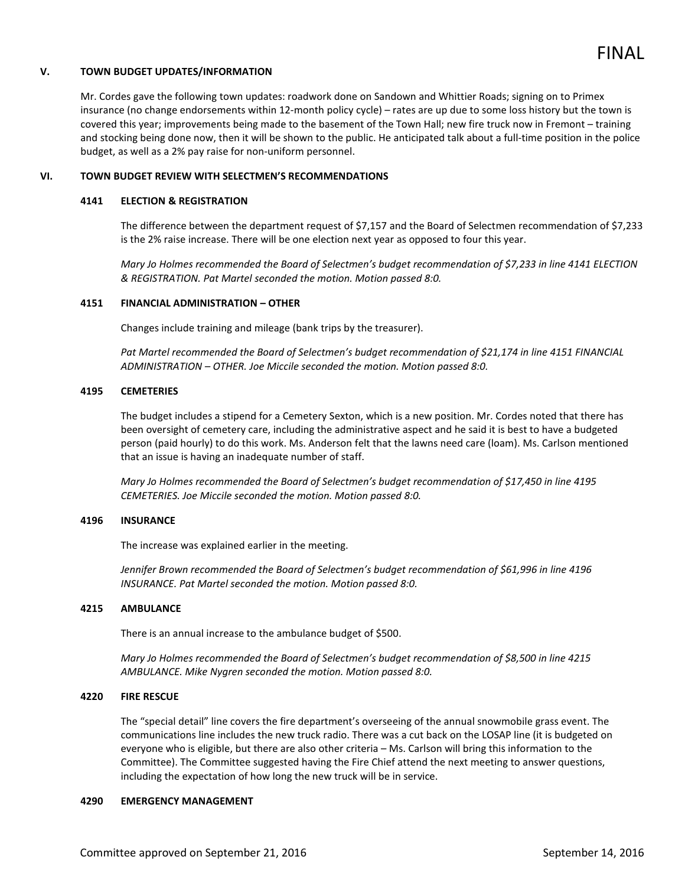### V. TOWN BUDGET UPDATES/INFORMATION

Mr. Cordes gave the following town updates: roadwork done on Sandown and Whittier Roads; signing on to Primex insurance (no change endorsements within 12-month policy cycle) – rates are up due to some loss history but the town is covered this year; improvements being made to the basement of the Town Hall; new fire truck now in Fremont – training and stocking being done now, then it will be shown to the public. He anticipated talk about a full-time position in the police budget, as well as a 2% pay raise for non-uniform personnel.

### VI. TOWN BUDGET REVIEW WITH SELECTMEN'S RECOMMENDATIONS

#### 4141 ELECTION & REGISTRATION

The difference between the department request of $7,157 and the Board of Selectmen recommendation of $7,233 is the 2% raise increase. There will be one election next year as opposed to four this year.

*Mary Jo Holmes recommended the Board of Selectmen's budget recommendation of $7,233 in line 4141 ELECTION & REGISTRATION. Pat Martel seconded the motion. Motion passed 8:0.*

#### 4151 FINANCIAL ADMINISTRATION – OTHER

Changes include training and mileage (bank trips by the treasurer).

*Pat Martel recommended the Board of Selectmen's budget recommendation of $21,174 in line 4151 FINANCIAL ADMINISTRATION – OTHER. Joe Miccile seconded the motion. Motion passed 8:0.*

#### 4195 CEMETERIES

The budget includes a stipend for a Cemetery Sexton, which is a new position. Mr. Cordes noted that there has been oversight of cemetery care, including the administrative aspect and he said it is best to have a budgeted person (paid hourly) to do this work. Ms. Anderson felt that the lawns need care (loam). Ms. Carlson mentioned that an issue is having an inadequate number of staff.

*Mary Jo Holmes recommended the Board of Selectmen's budget recommendation of $17,450 in line 4195 CEMETERIES. Joe Miccile seconded the motion. Motion passed 8:0.*

#### 4196 INSURANCE

The increase was explained earlier in the meeting.

*Jennifer Brown recommended the Board of Selectmen's budget recommendation of $61,996 in line 4196 INSURANCE. Pat Martel seconded the motion. Motion passed 8:0.*

#### 4215 AMBULANCE

There is an annual increase to the ambulance budget of $500.

*Mary Jo Holmes recommended the Board of Selectmen's budget recommendation of $8,500 in line 4215 AMBULANCE. Mike Nygren seconded the motion. Motion passed 8:0.*

#### 4220 FIRE RESCUE

The "special detail" line covers the fire department's overseeing of the annual snowmobile grass event. The communications line includes the new truck radio. There was a cut back on the LOSAP line (it is budgeted on everyone who is eligible, but there are also other criteria – Ms. Carlson will bring this information to the Committee). The Committee suggested having the Fire Chief attend the next meeting to answer questions, including the expectation of how long the new truck will be in service.

#### 4290 EMERGENCY MANAGEMENT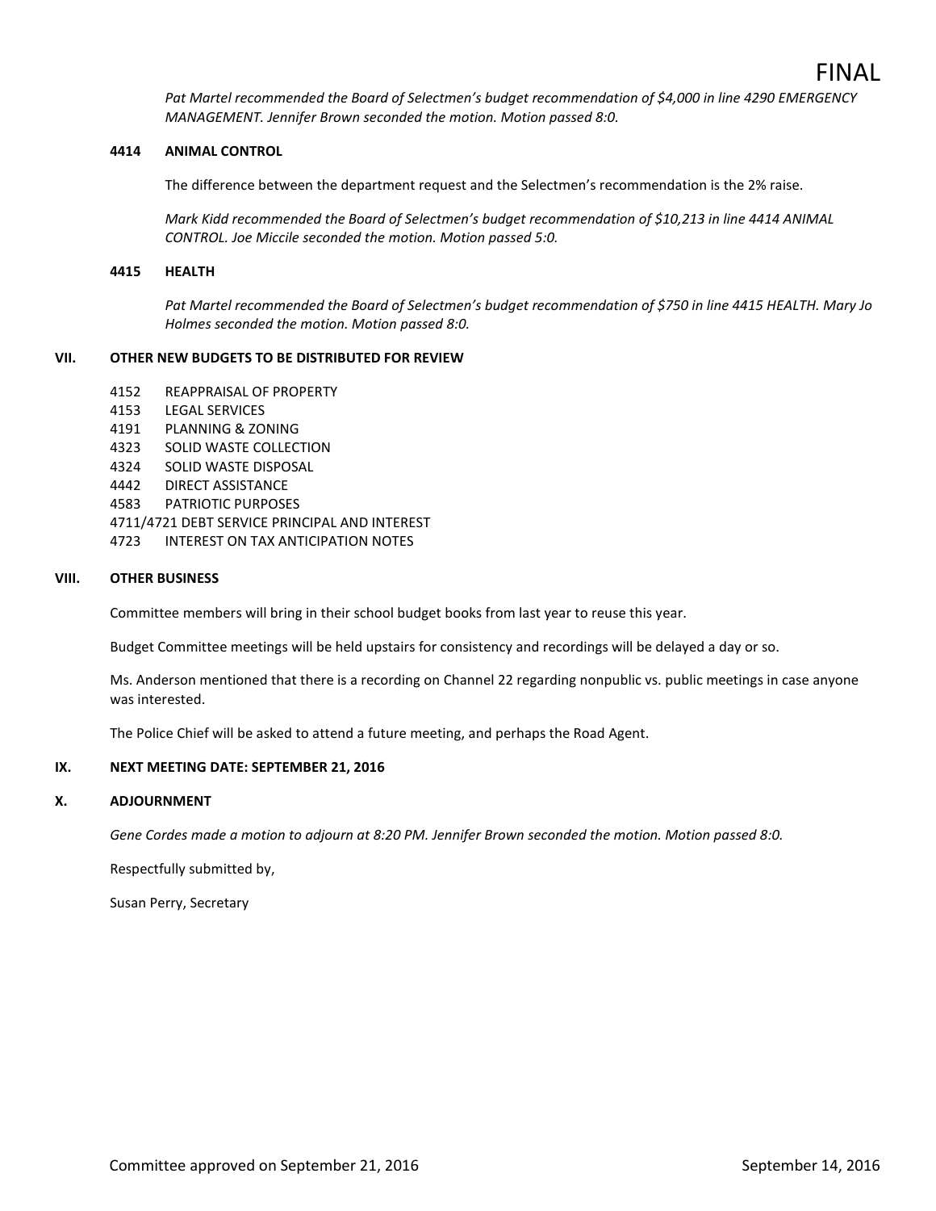FINAL

*Pat Martel recommended the Board of Selectmen's budget recommendation of $4,000 in line 4290 EMERGENCY MANAGEMENT. Jennifer Brown seconded the motion. Motion passed 8:0.*

### 4414 ANIMAL CONTROL

The difference between the department request and the Selectmen's recommendation is the 2% raise.

*Mark Kidd recommended the Board of Selectmen's budget recommendation of $10,213 in line 4414 ANIMAL CONTROL. Joe Miccile seconded the motion. Motion passed 5:0.*

### 4415 HEALTH

*Pat Martel recommended the Board of Selectmen's budget recommendation of $750 in line 4415 HEALTH. Mary Jo Holmes seconded the motion. Motion passed 8:0.*

## VII. OTHER NEW BUDGETS TO BE DISTRIBUTED FOR REVIEW

4152 REAPPRAISAL OF PROPERTY
4153 LEGAL SERVICES
4191 PLANNING & ZONING
4323 SOLID WASTE COLLECTION
4324 SOLID WASTE DISPOSAL
4442 DIRECT ASSISTANCE
4583 PATRIOTIC PURPOSES
4711/4721 DEBT SERVICE PRINCIPAL AND INTEREST
4723 INTEREST ON TAX ANTICIPATION NOTES

## VIII. OTHER BUSINESS

Committee members will bring in their school budget books from last year to reuse this year.

Budget Committee meetings will be held upstairs for consistency and recordings will be delayed a day or so.

Ms. Anderson mentioned that there is a recording on Channel 22 regarding nonpublic vs. public meetings in case anyone was interested.

The Police Chief will be asked to attend a future meeting, and perhaps the Road Agent.

## IX. NEXT MEETING DATE: SEPTEMBER 21, 2016

## X. ADJOURNMENT

*Gene Cordes made a motion to adjourn at 8:20 PM. Jennifer Brown seconded the motion. Motion passed 8:0.*

Respectfully submitted by,

Susan Perry, Secretary

Committee approved on September 21, 2016

September 14, 2016